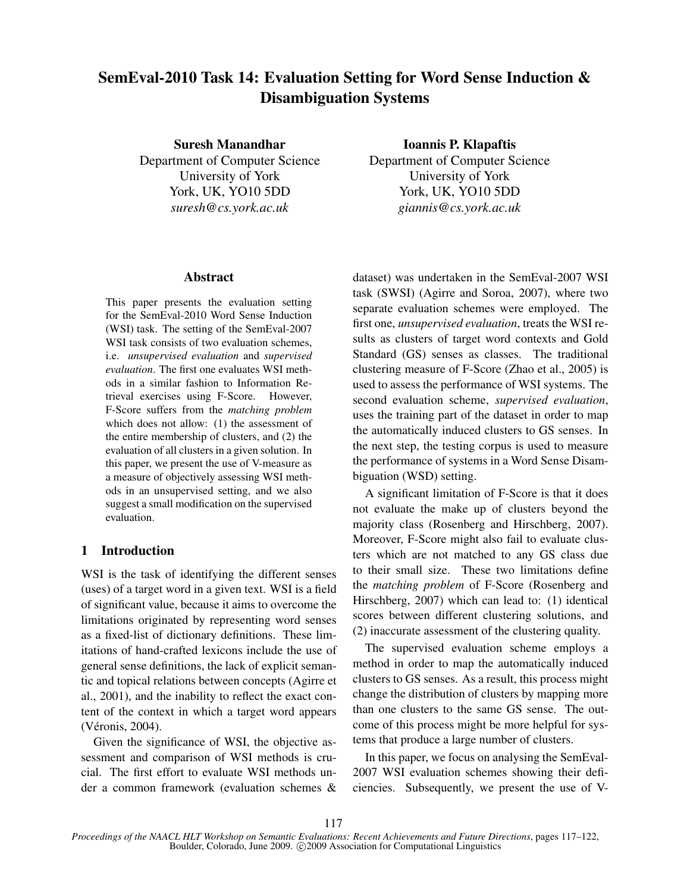# SemEval-2010 Task 14: Evaluation Setting for Word Sense Induction & Disambiguation Systems

**Suresh Manandhar**
Department of Computer Science
University of York
York, UK, YO10 5DD
*suresh@cs.york.ac.uk*

**Ioannis P. Klapaftis**
Department of Computer Science
University of York
York, UK, YO10 5DD
*giannis@cs.york.ac.uk*

## Abstract

This paper presents the evaluation setting for the SemEval-2010 Word Sense Induction (WSI) task. The setting of the SemEval-2007 WSI task consists of two evaluation schemes, i.e. *unsupervised evaluation* and *supervised evaluation*. The first one evaluates WSI methods in a similar fashion to Information Retrieval exercises using F-Score. However, F-Score suffers from the *matching problem* which does not allow: (1) the assessment of the entire membership of clusters, and (2) the evaluation of all clusters in a given solution. In this paper, we present the use of V-measure as a measure of objectively assessing WSI methods in an unsupervised setting, and we also suggest a small modification on the supervised evaluation.

## 1 Introduction

WSI is the task of identifying the different senses (uses) of a target word in a given text. WSI is a field of significant value, because it aims to overcome the limitations originated by representing word senses as a fixed-list of dictionary definitions. These limitations of hand-crafted lexicons include the use of general sense definitions, the lack of explicit semantic and topical relations between concepts (Agirre et al., 2001), and the inability to reflect the exact content of the context in which a target word appears (Véronis, 2004).

Given the significance of WSI, the objective assessment and comparison of WSI methods is crucial. The first effort to evaluate WSI methods under a common framework (evaluation schemes & dataset) was undertaken in the SemEval-2007 WSI task (SWSI) (Agirre and Soroa, 2007), where two separate evaluation schemes were employed. The first one, *unsupervised evaluation*, treats the WSI results as clusters of target word contexts and Gold Standard (GS) senses as classes. The traditional clustering measure of F-Score (Zhao et al., 2005) is used to assess the performance of WSI systems. The second evaluation scheme, *supervised evaluation*, uses the training part of the dataset in order to map the automatically induced clusters to GS senses. In the next step, the testing corpus is used to measure the performance of systems in a Word Sense Disambiguation (WSD) setting.

A significant limitation of F-Score is that it does not evaluate the make up of clusters beyond the majority class (Rosenberg and Hirschberg, 2007). Moreover, F-Score might also fail to evaluate clusters which are not matched to any GS class due to their small size. These two limitations define the *matching problem* of F-Score (Rosenberg and Hirschberg, 2007) which can lead to: (1) identical scores between different clustering solutions, and (2) inaccurate assessment of the clustering quality.

The supervised evaluation scheme employs a method in order to map the automatically induced clusters to GS senses. As a result, this process might change the distribution of clusters by mapping more than one clusters to the same GS sense. The outcome of this process might be more helpful for systems that produce a large number of clusters.

In this paper, we focus on analysing the SemEval-2007 WSI evaluation schemes showing their deficiencies. Subsequently, we present the use of V-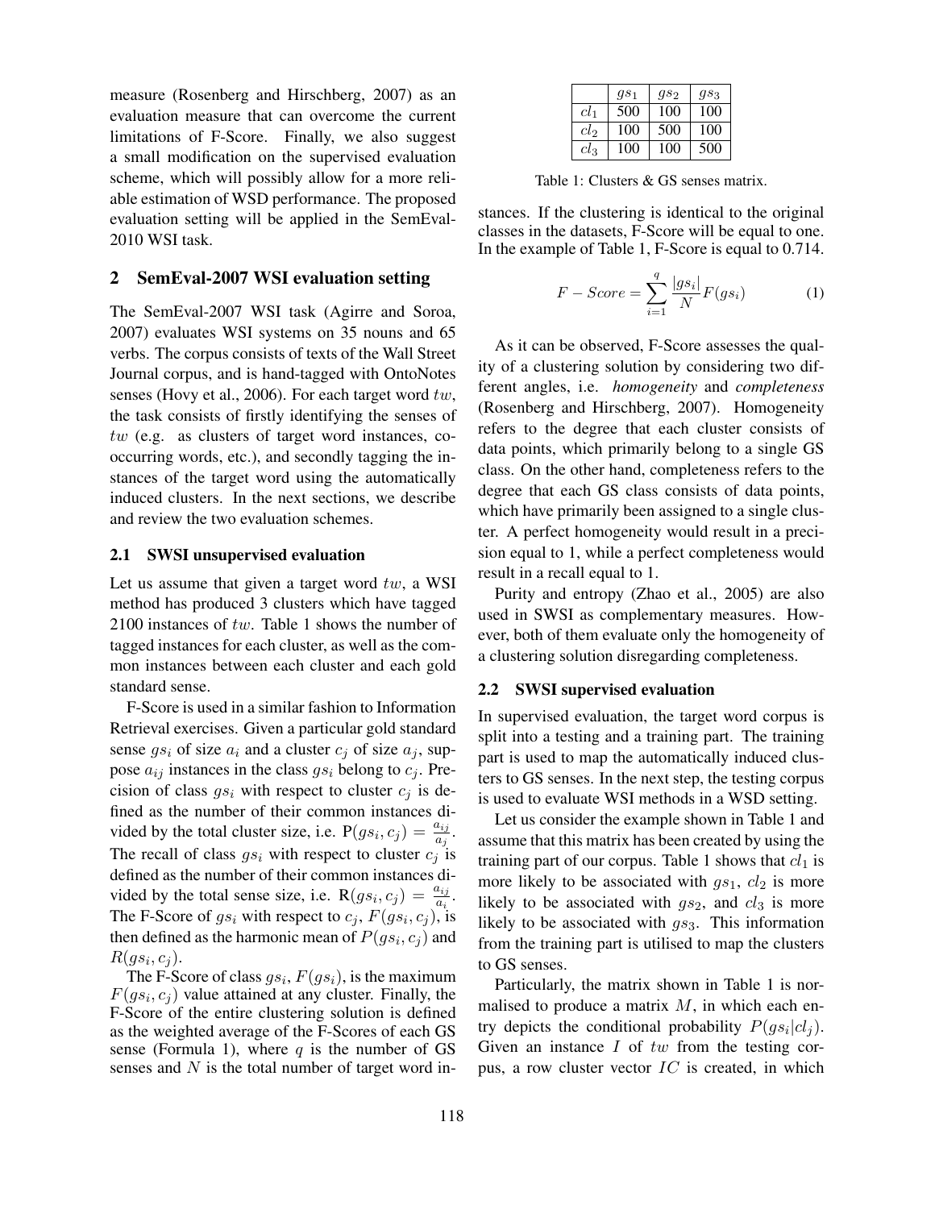measure (Rosenberg and Hirschberg, 2007) as an evaluation measure that can overcome the current limitations of F-Score. Finally, we also suggest a small modification on the supervised evaluation scheme, which will possibly allow for a more reliable estimation of WSD performance. The proposed evaluation setting will be applied in the SemEval-2010 WSI task.

## 2 SemEval-2007 WSI evaluation setting

The SemEval-2007 WSI task (Agirre and Soroa, 2007) evaluates WSI systems on 35 nouns and 65 verbs. The corpus consists of texts of the Wall Street Journal corpus, and is hand-tagged with OntoNotes senses (Hovy et al., 2006). For each target word $tw$, the task consists of firstly identifying the senses of $tw$ (e.g. as clusters of target word instances, co-occurring words, etc.), and secondly tagging the instances of the target word using the automatically induced clusters. In the next sections, we describe and review the two evaluation schemes.

### 2.1 SWSI unsupervised evaluation

Let us assume that given a target word $tw$, a WSI method has produced 3 clusters which have tagged 2100 instances of $tw$. Table 1 shows the number of tagged instances for each cluster, as well as the common instances between each cluster and each gold standard sense.

| | $gs_1$ | $gs_2$ | $gs_3$ |
|---|---|---|---|
| $cl_1$ | 500 | 100 | 100 |
| $cl_2$ | 100 | 500 | 100 |
| $cl_3$ | 100 | 100 | 500 |

Table 1: Clusters & GS senses matrix.

F-Score is used in a similar fashion to Information Retrieval exercises. Given a particular gold standard sense $gs_i$ of size $a_i$ and a cluster $c_j$ of size $a_j$, suppose $a_{ij}$ instances in the class $gs_i$ belong to $c_j$. Precision of class $gs_i$ with respect to cluster $c_j$ is defined as the number of their common instances divided by the total cluster size, i.e. $\text{P}(gs_i, c_j) = \frac{a_{ij}}{a_j}$. The recall of class $gs_i$ with respect to cluster $c_j$ is defined as the number of their common instances divided by the total sense size, i.e. $\text{R}(gs_i, c_j) = \frac{a_{ij}}{a_i}$. The F-Score of $gs_i$ with respect to $c_j$, $F(gs_i, c_j)$, is then defined as the harmonic mean of $P(gs_i, c_j)$ and $R(gs_i, c_j)$.

The F-Score of class $gs_i$, $F(gs_i)$, is the maximum $F(gs_i, c_j)$ value attained at any cluster. Finally, the F-Score of the entire clustering solution is defined as the weighted average of the F-Scores of each GS sense (Formula 1), where $q$ is the number of GS senses and $N$ is the total number of target word instances. If the clustering is identical to the original classes in the datasets, F-Score will be equal to one. In the example of Table 1, F-Score is equal to 0.714.

$$F - Score = \sum_{i=1}^{q} \frac{|gs_i|}{N} F(gs_i) \quad (1)$$

As it can be observed, F-Score assesses the quality of a clustering solution by considering two different angles, i.e. *homogeneity* and *completeness* (Rosenberg and Hirschberg, 2007). Homogeneity refers to the degree that each cluster consists of data points, which primarily belong to a single GS class. On the other hand, completeness refers to the degree that each GS class consists of data points, which have primarily been assigned to a single cluster. A perfect homogeneity would result in a precision equal to 1, while a perfect completeness would result in a recall equal to 1.

Purity and entropy (Zhao et al., 2005) are also used in SWSI as complementary measures. However, both of them evaluate only the homogeneity of a clustering solution disregarding completeness.

### 2.2 SWSI supervised evaluation

In supervised evaluation, the target word corpus is split into a testing and a training part. The training part is used to map the automatically induced clusters to GS senses. In the next step, the testing corpus is used to evaluate WSI methods in a WSD setting.

Let us consider the example shown in Table 1 and assume that this matrix has been created by using the training part of our corpus. Table 1 shows that $cl_1$ is more likely to be associated with $gs_1$, $cl_2$ is more likely to be associated with $gs_2$, and $cl_3$ is more likely to be associated with $gs_3$. This information from the training part is utilised to map the clusters to GS senses.

Particularly, the matrix shown in Table 1 is normalised to produce a matrix $M$, in which each entry depicts the conditional probability $P(gs_i|cl_j)$. Given an instance $I$ of $tw$ from the testing corpus, a row cluster vector $IC$ is created, in which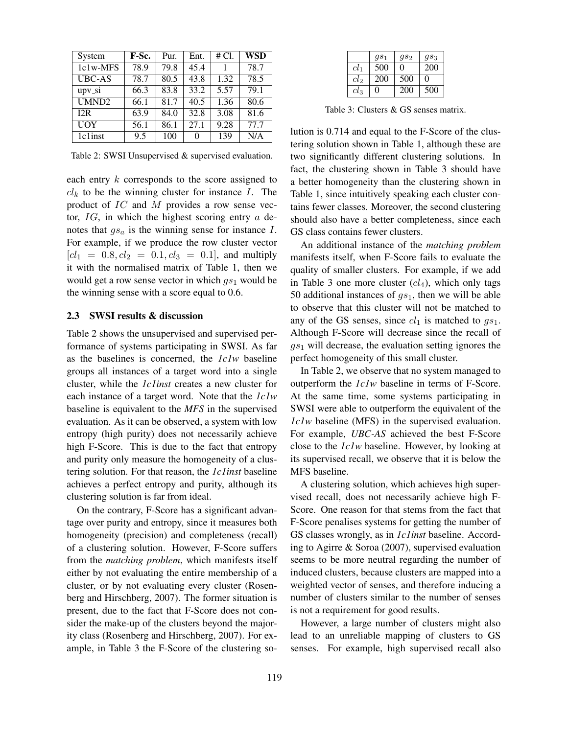| System | **F-Sc.** | Pur. | Ent. | # Cl. | **WSD** |
|---|---|---|---|---|---|
| 1c1w-MFS | 78.9 | 79.8 | 45.4 | 1 | 78.7 |
| UBC-AS | 78.7 | 80.5 | 43.8 | 1.32 | 78.5 |
| upv_si | 66.3 | 83.8 | 33.2 | 5.57 | 79.1 |
| UMND2 | 66.1 | 81.7 | 40.5 | 1.36 | 80.6 |
| I2R | 63.9 | 84.0 | 32.8 | 3.08 | 81.6 |
| UOY | 56.1 | 86.1 | 27.1 | 9.28 | 77.7 |
| 1c1inst | 9.5 | 100 | 0 | 139 | N/A |

Table 2: SWSI Unsupervised & supervised evaluation.

each entry $k$ corresponds to the score assigned to $cl_k$ to be the winning cluster for instance $I$. The product of $IC$ and $M$ provides a row sense vector, $IG$, in which the highest scoring entry $a$ denotes that $gs_a$ is the winning sense for instance $I$. For example, if we produce the row cluster vector $[cl_1 = 0.8, cl_2 = 0.1, cl_3 = 0.1]$, and multiply it with the normalised matrix of Table 1, then we would get a row sense vector in which $gs_1$ would be the winning sense with a score equal to 0.6.

### 2.3 SWSI results & discussion

Table 2 shows the unsupervised and supervised performance of systems participating in SWSI. As far as the baselines is concerned, the *1c1w* baseline groups all instances of a target word into a single cluster, while the *1c1inst* creates a new cluster for each instance of a target word. Note that the *1c1w* baseline is equivalent to the *MFS* in the supervised evaluation. As it can be observed, a system with low entropy (high purity) does not necessarily achieve high F-Score. This is due to the fact that entropy and purity only measure the homogeneity of a clustering solution. For that reason, the *1c1inst* baseline achieves a perfect entropy and purity, although its clustering solution is far from ideal.

On the contrary, F-Score has a significant advantage over purity and entropy, since it measures both homogeneity (precision) and completeness (recall) of a clustering solution. However, F-Score suffers from the *matching problem*, which manifests itself either by not evaluating the entire membership of a cluster, or by not evaluating every cluster (Rosenberg and Hirschberg, 2007). The former situation is present, due to the fact that F-Score does not consider the make-up of the clusters beyond the majority class (Rosenberg and Hirschberg, 2007). For example, in Table 3 the F-Score of the clustering solution is 0.714 and equal to the F-Score of the clustering solution shown in Table 1, although these are two significantly different clustering solutions. In fact, the clustering shown in Table 3 should have a better homogeneity than the clustering shown in Table 1, since intuitively speaking each cluster contains fewer classes. Moreover, the second clustering should also have a better completeness, since each GS class contains fewer clusters.

| | $gs_1$ | $gs_2$ | $gs_3$ |
|---|---|---|---|
| $cl_1$ | 500 | 0 | 200 |
| $cl_2$ | 200 | 500 | 0 |
| $cl_3$ | 0 | 200 | 500 |

Table 3: Clusters & GS senses matrix.

An additional instance of the *matching problem* manifests itself, when F-Score fails to evaluate the quality of smaller clusters. For example, if we add in Table 3 one more cluster ($cl_4$), which only tags 50 additional instances of $gs_1$, then we will be able to observe that this cluster will not be matched to any of the GS senses, since $cl_1$ is matched to $gs_1$. Although F-Score will decrease since the recall of $gs_1$ will decrease, the evaluation setting ignores the perfect homogeneity of this small cluster.

In Table 2, we observe that no system managed to outperform the *1c1w* baseline in terms of F-Score. At the same time, some systems participating in SWSI were able to outperform the equivalent of the *1c1w* baseline (MFS) in the supervised evaluation. For example, *UBC-AS* achieved the best F-Score close to the *1c1w* baseline. However, by looking at its supervised recall, we observe that it is below the MFS baseline.

A clustering solution, which achieves high supervised recall, does not necessarily achieve high F-Score. One reason for that stems from the fact that F-Score penalises systems for getting the number of GS classes wrongly, as in *1c1inst* baseline. According to Agirre & Soroa (2007), supervised evaluation seems to be more neutral regarding the number of induced clusters, because clusters are mapped into a weighted vector of senses, and therefore inducing a number of clusters similar to the number of senses is not a requirement for good results.

However, a large number of clusters might also lead to an unreliable mapping of clusters to GS senses. For example, high supervised recall also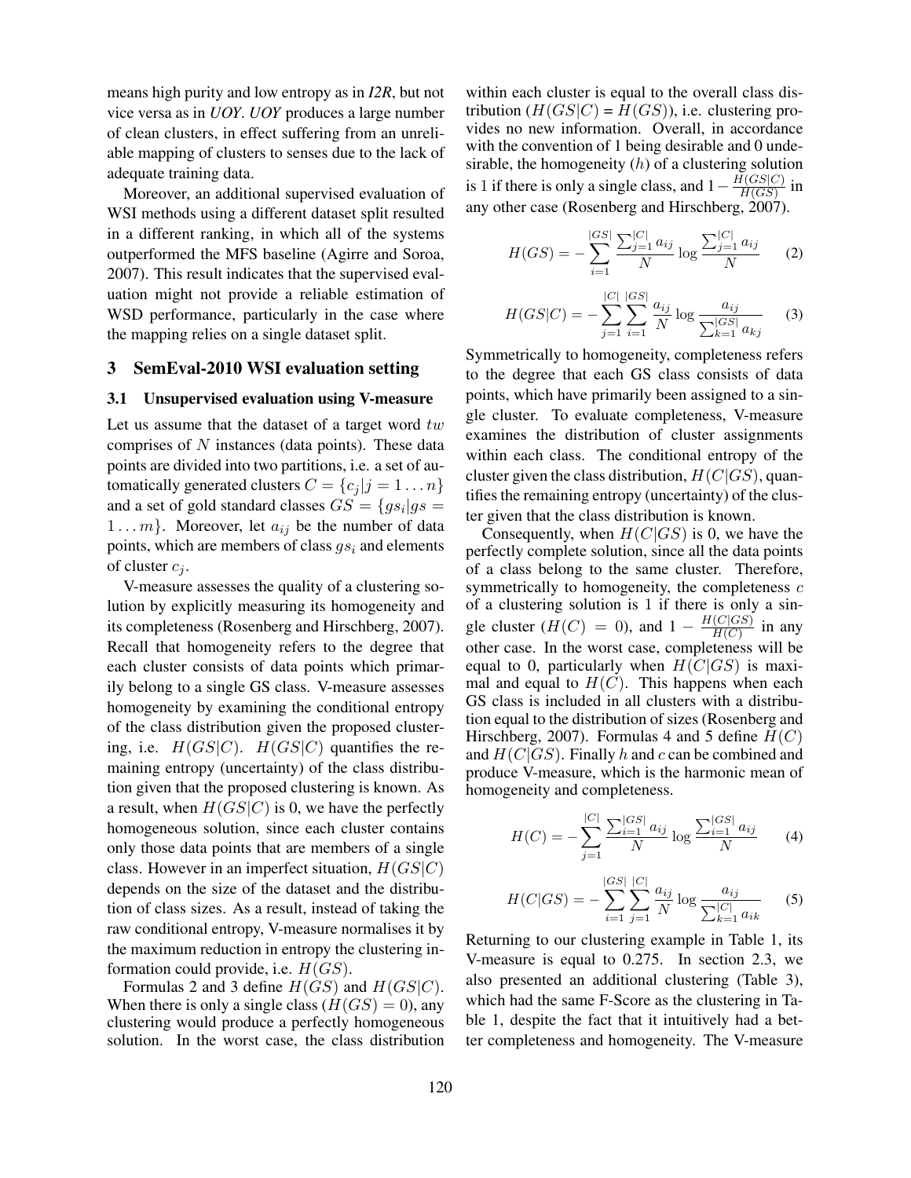means high purity and low entropy as in *I2R*, but not vice versa as in *UOY*. *UOY* produces a large number of clean clusters, in effect suffering from an unreliable mapping of clusters to senses due to the lack of adequate training data.

Moreover, an additional supervised evaluation of WSI methods using a different dataset split resulted in a different ranking, in which all of the systems outperformed the MFS baseline (Agirre and Soroa, 2007). This result indicates that the supervised evaluation might not provide a reliable estimation of WSD performance, particularly in the case where the mapping relies on a single dataset split.

## 3 SemEval-2010 WSI evaluation setting

### 3.1 Unsupervised evaluation using V-measure

Let us assume that the dataset of a target word $tw$ comprises of $N$ instances (data points). These data points are divided into two partitions, i.e. a set of automatically generated clusters $C = \{c_j | j = 1 \ldots n\}$ and a set of gold standard classes $GS = \{gs_i | gs = 1 \ldots m\}$. Moreover, let $a_{ij}$ be the number of data points, which are members of class $gs_i$ and elements of cluster $c_j$.

V-measure assesses the quality of a clustering solution by explicitly measuring its homogeneity and its completeness (Rosenberg and Hirschberg, 2007). Recall that homogeneity refers to the degree that each cluster consists of data points which primarily belong to a single GS class. V-measure assesses homogeneity by examining the conditional entropy of the class distribution given the proposed clustering, i.e. $H(GS|C)$. $H(GS|C)$ quantifies the remaining entropy (uncertainty) of the class distribution given that the proposed clustering is known. As a result, when $H(GS|C)$ is 0, we have the perfectly homogeneous solution, since each cluster contains only those data points that are members of a single class. However in an imperfect situation, $H(GS|C)$ depends on the size of the dataset and the distribution of class sizes. As a result, instead of taking the raw conditional entropy, V-measure normalises it by the maximum reduction in entropy the clustering information could provide, i.e. $H(GS)$.

Formulas 2 and 3 define $H(GS)$ and $H(GS|C)$. When there is only a single class ($H(GS) = 0$), any clustering would produce a perfectly homogeneous solution. In the worst case, the class distribution within each cluster is equal to the overall class distribution ($H(GS|C) = H(GS)$), i.e. clustering provides no new information. Overall, in accordance with the convention of 1 being desirable and 0 undesirable, the homogeneity ($h$) of a clustering solution is 1 if there is only a single class, and $1 - \frac{H(GS|C)}{H(GS)}$ in any other case (Rosenberg and Hirschberg, 2007).

$$H(GS) = -\sum_{i=1}^{|GS|} \frac{\sum_{j=1}^{|C|} a_{ij}}{N} \log \frac{\sum_{j=1}^{|C|} a_{ij}}{N} \quad (2)$$

$$H(GS|C) = -\sum_{j=1}^{|C|} \sum_{i=1}^{|GS|} \frac{a_{ij}}{N} \log \frac{a_{ij}}{\sum_{k=1}^{|GS|} a_{kj}} \quad (3)$$

Symmetrically to homogeneity, completeness refers to the degree that each GS class consists of data points, which have primarily been assigned to a single cluster. To evaluate completeness, V-measure examines the distribution of cluster assignments within each class. The conditional entropy of the cluster given the class distribution, $H(C|GS)$, quantifies the remaining entropy (uncertainty) of the cluster given that the class distribution is known.

Consequently, when $H(C|GS)$ is 0, we have the perfectly complete solution, since all the data points of a class belong to the same cluster. Therefore, symmetrically to homogeneity, the completeness $c$ of a clustering solution is 1 if there is only a single cluster ($H(C) = 0$), and $1 - \frac{H(C|GS)}{H(C)}$ in any other case. In the worst case, completeness will be equal to 0, particularly when $H(C|GS)$ is maximal and equal to $H(C)$. This happens when each GS class is included in all clusters with a distribution equal to the distribution of sizes (Rosenberg and Hirschberg, 2007). Formulas 4 and 5 define $H(C)$ and $H(C|GS)$. Finally $h$ and $c$ can be combined and produce V-measure, which is the harmonic mean of homogeneity and completeness.

$$H(C) = -\sum_{j=1}^{|C|} \frac{\sum_{i=1}^{|GS|} a_{ij}}{N} \log \frac{\sum_{i=1}^{|GS|} a_{ij}}{N} \quad (4)$$

$$H(C|GS) = -\sum_{i=1}^{|GS|} \sum_{j=1}^{|C|} \frac{a_{ij}}{N} \log \frac{a_{ij}}{\sum_{k=1}^{|C|} a_{ik}} \quad (5)$$

Returning to our clustering example in Table 1, its V-measure is equal to 0.275. In section 2.3, we also presented an additional clustering (Table 3), which had the same F-Score as the clustering in Table 1, despite the fact that it intuitively had a better completeness and homogeneity. The V-measure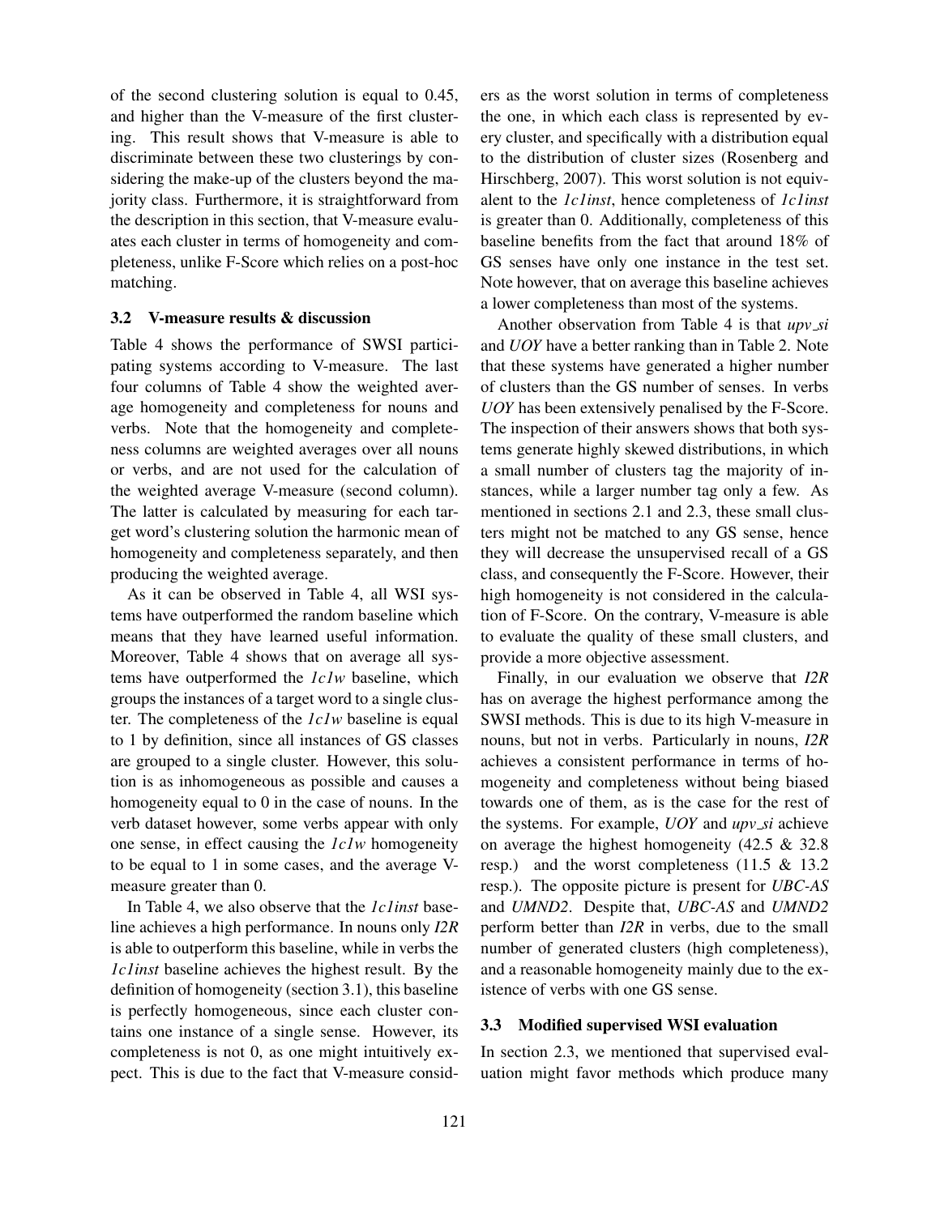of the second clustering solution is equal to 0.45, and higher than the V-measure of the first clustering. This result shows that V-measure is able to discriminate between these two clusterings by considering the make-up of the clusters beyond the majority class. Furthermore, it is straightforward from the description in this section, that V-measure evaluates each cluster in terms of homogeneity and completeness, unlike F-Score which relies on a post-hoc matching.

### 3.2 V-measure results & discussion

Table 4 shows the performance of SWSI participating systems according to V-measure. The last four columns of Table 4 show the weighted average homogeneity and completeness for nouns and verbs. Note that the homogeneity and completeness columns are weighted averages over all nouns or verbs, and are not used for the calculation of the weighted average V-measure (second column). The latter is calculated by measuring for each target word's clustering solution the harmonic mean of homogeneity and completeness separately, and then producing the weighted average.

As it can be observed in Table 4, all WSI systems have outperformed the random baseline which means that they have learned useful information. Moreover, Table 4 shows that on average all systems have outperformed the *1c1w* baseline, which groups the instances of a target word to a single cluster. The completeness of the *1c1w* baseline is equal to 1 by definition, since all instances of GS classes are grouped to a single cluster. However, this solution is as inhomogeneous as possible and causes a homogeneity equal to 0 in the case of nouns. In the verb dataset however, some verbs appear with only one sense, in effect causing the *1c1w* homogeneity to be equal to 1 in some cases, and the average V-measure greater than 0.

In Table 4, we also observe that the *1c1inst* baseline achieves a high performance. In nouns only *I2R* is able to outperform this baseline, while in verbs the *1c1inst* baseline achieves the highest result. By the definition of homogeneity (section 3.1), this baseline is perfectly homogeneous, since each cluster contains one instance of a single sense. However, its completeness is not 0, as one might intuitively expect. This is due to the fact that V-measure considers as the worst solution in terms of completeness the one, in which each class is represented by every cluster, and specifically with a distribution equal to the distribution of cluster sizes (Rosenberg and Hirschberg, 2007). This worst solution is not equivalent to the *1c1inst*, hence completeness of *1c1inst* is greater than 0. Additionally, completeness of this baseline benefits from the fact that around 18% of GS senses have only one instance in the test set. Note however, that on average this baseline achieves a lower completeness than most of the systems.

Another observation from Table 4 is that *upv_si* and *UOY* have a better ranking than in Table 2. Note that these systems have generated a higher number of clusters than the GS number of senses. In verbs *UOY* has been extensively penalised by the F-Score. The inspection of their answers shows that both systems generate highly skewed distributions, in which a small number of clusters tag the majority of instances, while a larger number tag only a few. As mentioned in sections 2.1 and 2.3, these small clusters might not be matched to any GS sense, hence they will decrease the unsupervised recall of a GS class, and consequently the F-Score. However, their high homogeneity is not considered in the calculation of F-Score. On the contrary, V-measure is able to evaluate the quality of these small clusters, and provide a more objective assessment.

Finally, in our evaluation we observe that *I2R* has on average the highest performance among the SWSI methods. This is due to its high V-measure in nouns, but not in verbs. Particularly in nouns, *I2R* achieves a consistent performance in terms of homogeneity and completeness without being biased towards one of them, as is the case for the rest of the systems. For example, *UOY* and *upv_si* achieve on average the highest homogeneity (42.5 & 32.8 resp.) and the worst completeness (11.5 & 13.2 resp.). The opposite picture is present for *UBC-AS* and *UMND2*. Despite that, *UBC-AS* and *UMND2* perform better than *I2R* in verbs, due to the small number of generated clusters (high completeness), and a reasonable homogeneity mainly due to the existence of verbs with one GS sense.

### 3.3 Modified supervised WSI evaluation

In section 2.3, we mentioned that supervised evaluation might favor methods which produce many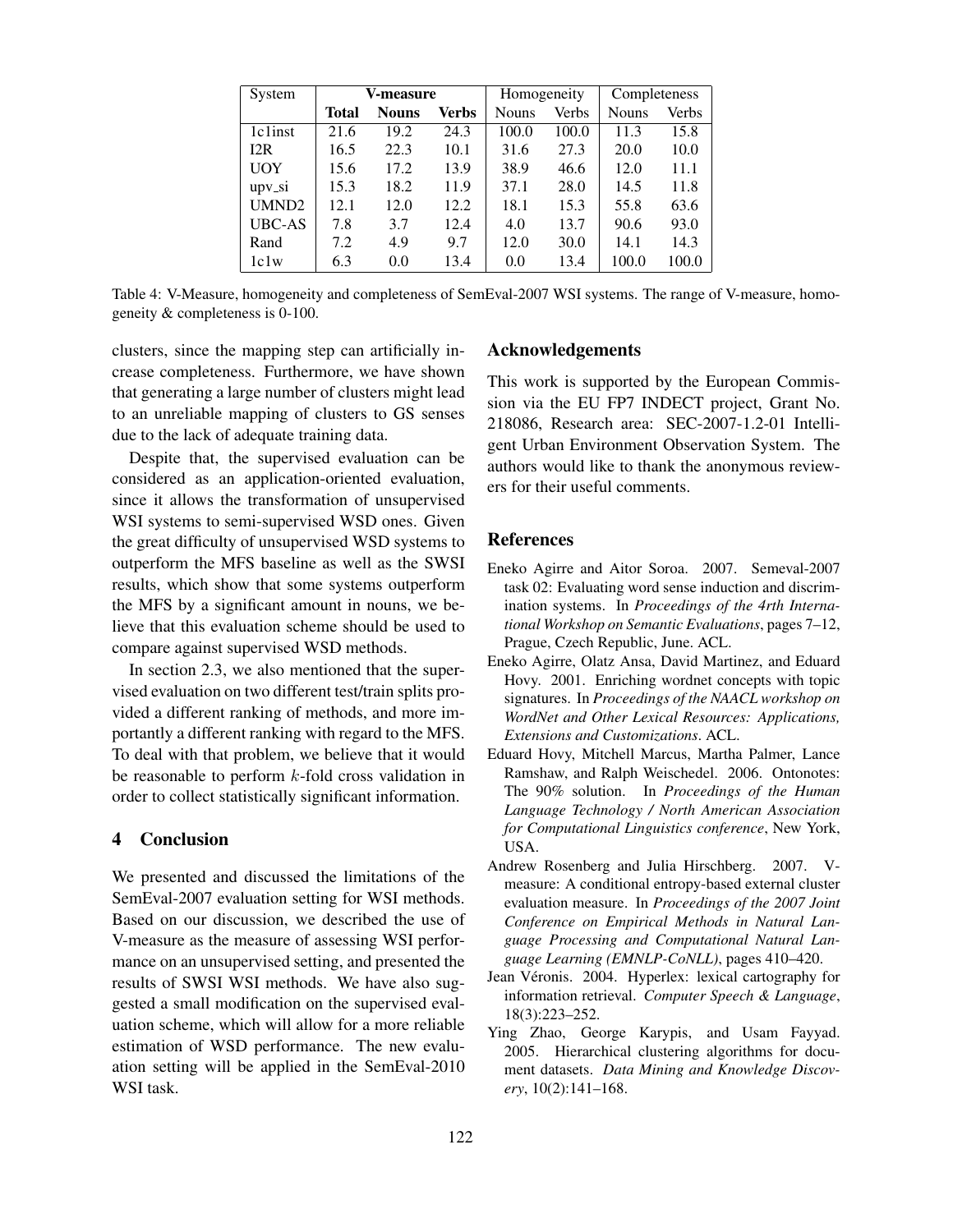| System | V-measure | | | Homogeneity | | Completeness | |
|---|---|---|---|---|---|---|---|
| | **Total** | **Nouns** | **Verbs** | Nouns | Verbs | Nouns | Verbs |
| 1c1inst | 21.6 | 19.2 | 24.3 | 100.0 | 100.0 | 11.3 | 15.8 |
| I2R | 16.5 | 22.3 | 10.1 | 31.6 | 27.3 | 20.0 | 10.0 |
| UOY | 15.6 | 17.2 | 13.9 | 38.9 | 46.6 | 12.0 | 11.1 |
| upv_si | 15.3 | 18.2 | 11.9 | 37.1 | 28.0 | 14.5 | 11.8 |
| UMND2 | 12.1 | 12.0 | 12.2 | 18.1 | 15.3 | 55.8 | 63.6 |
| UBC-AS | 7.8 | 3.7 | 12.4 | 4.0 | 13.7 | 90.6 | 93.0 |
| Rand | 7.2 | 4.9 | 9.7 | 12.0 | 30.0 | 14.1 | 14.3 |
| 1c1w | 6.3 | 0.0 | 13.4 | 0.0 | 13.4 | 100.0 | 100.0 |

Table 4: V-Measure, homogeneity and completeness of SemEval-2007 WSI systems. The range of V-measure, homogeneity & completeness is 0-100.

clusters, since the mapping step can artificially increase completeness. Furthermore, we have shown that generating a large number of clusters might lead to an unreliable mapping of clusters to GS senses due to the lack of adequate training data.

Despite that, the supervised evaluation can be considered as an application-oriented evaluation, since it allows the transformation of unsupervised WSI systems to semi-supervised WSD ones. Given the great difficulty of unsupervised WSD systems to outperform the MFS baseline as well as the SWSI results, which show that some systems outperform the MFS by a significant amount in nouns, we believe that this evaluation scheme should be used to compare against supervised WSD methods.

In section 2.3, we also mentioned that the supervised evaluation on two different test/train splits provided a different ranking of methods, and more importantly a different ranking with regard to the MFS. To deal with that problem, we believe that it would be reasonable to perform $k$-fold cross validation in order to collect statistically significant information.

## 4 Conclusion

We presented and discussed the limitations of the SemEval-2007 evaluation setting for WSI methods. Based on our discussion, we described the use of V-measure as the measure of assessing WSI performance on an unsupervised setting, and presented the results of SWSI WSI methods. We have also suggested a small modification on the supervised evaluation scheme, which will allow for a more reliable estimation of WSD performance. The new evaluation setting will be applied in the SemEval-2010 WSI task.

## Acknowledgements

This work is supported by the European Commission via the EU FP7 INDECT project, Grant No. 218086, Research area: SEC-2007-1.2-01 Intelligent Urban Environment Observation System. The authors would like to thank the anonymous reviewers for their useful comments.

## References

Eneko Agirre and Aitor Soroa. 2007. Semeval-2007 task 02: Evaluating word sense induction and discrimination systems. In *Proceedings of the 4rth International Workshop on Semantic Evaluations*, pages 7–12, Prague, Czech Republic, June. ACL.

Eneko Agirre, Olatz Ansa, David Martinez, and Eduard Hovy. 2001. Enriching wordnet concepts with topic signatures. In *Proceedings of the NAACL workshop on WordNet and Other Lexical Resources: Applications, Extensions and Customizations*. ACL.

Eduard Hovy, Mitchell Marcus, Martha Palmer, Lance Ramshaw, and Ralph Weischedel. 2006. Ontonotes: The 90% solution. In *Proceedings of the Human Language Technology / North American Association for Computational Linguistics conference*, New York, USA.

Andrew Rosenberg and Julia Hirschberg. 2007. V-measure: A conditional entropy-based external cluster evaluation measure. In *Proceedings of the 2007 Joint Conference on Empirical Methods in Natural Language Processing and Computational Natural Language Learning (EMNLP-CoNLL)*, pages 410–420.

Jean Véronis. 2004. Hyperlex: lexical cartography for information retrieval. *Computer Speech & Language*, 18(3):223–252.

Ying Zhao, George Karypis, and Usam Fayyad. 2005. Hierarchical clustering algorithms for document datasets. *Data Mining and Knowledge Discovery*, 10(2):141–168.